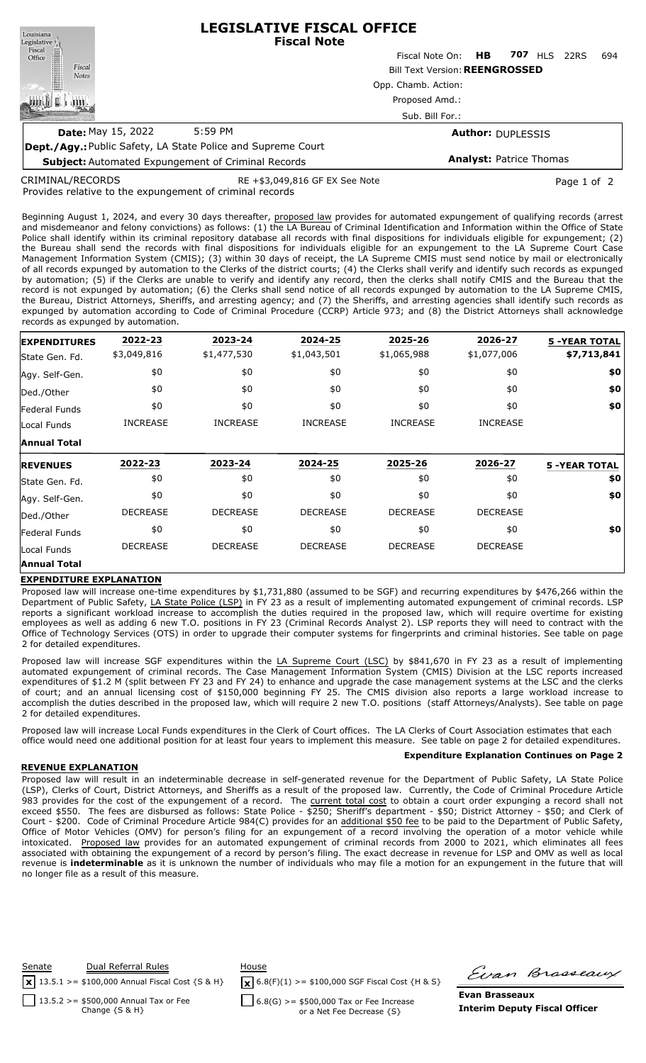# LEGISLATIVE FISCAL OFFICE
## Fiscal Note

Fiscal Note On: **HB 707** HLS 22RS 694

Bill Text Version: **REENGROSSED**

Opp. Chamb. Action:

Proposed Amd.:

Sub. Bill For.:

**Date:** May 15, 2022 5:59 PM

**Author:** DUPLESSIS

**Dept./Agy.:** Public Safety, LA State Police and Supreme Court

**Subject:** Automated Expungement of Criminal Records

**Analyst:** Patrice Thomas

CRIMINAL/RECORDS RE +$3,049,816 GF EX See Note

Provides relative to the expungement of criminal records

Beginning August 1, 2024, and every 30 days thereafter, proposed law provides for automated expungement of qualifying records (arrest and misdemeanor and felony convictions) as follows: (1) the LA Bureau of Criminal Identification and Information within the Office of State Police shall identify within its criminal repository database all records with final dispositions for individuals eligible for expungement; (2) the Bureau shall send the records with final dispositions for individuals eligible for an expungement to the LA Supreme Court Case Management Information System (CMIS); (3) within 30 days of receipt, the LA Supreme CMIS must send notice by mail or electronically of all records expunged by automation to the Clerks of the district courts; (4) the Clerks shall verify and identify such records as expunged by automation; (5) if the Clerks are unable to verify and identify any record, then the clerks shall notify CMIS and the Bureau that the record is not expunged by automation; (6) the Clerks shall send notice of all records expunged by automation to the LA Supreme CMIS, the Bureau, District Attorneys, Sheriffs, and arresting agency; and (7) the Sheriffs, and arresting agencies shall identify such records as expunged by automation according to Code of Criminal Procedure (CCRP) Article 973; and (8) the District Attorneys shall acknowledge records as expunged by automation.

| **EXPENDITURES** | **2022-23** | **2023-24** | **2024-25** | **2025-26** | **2026-27** | **5 -YEAR TOTAL** |
|---|---|---|---|---|---|---|
| State Gen. Fd. | $3,049,816 | $1,477,530 | $1,043,501 | $1,065,988 | $1,077,006 | **$7,713,841** |
| Agy. Self-Gen. | $0 | $0 | $0 | $0 | $0 | **$0** |
| Ded./Other | $0 | $0 | $0 | $0 | $0 | **$0** |
| Federal Funds | $0 | $0 | $0 | $0 | $0 | **$0** |
| Local Funds | INCREASE | INCREASE | INCREASE | INCREASE | INCREASE | |
| **Annual Total** | | | | | | |

| **REVENUES** | **2022-23** | **2023-24** | **2024-25** | **2025-26** | **2026-27** | **5 -YEAR TOTAL** |
|---|---|---|---|---|---|---|
| State Gen. Fd. | $0 | $0 | $0 | $0 | $0 | **$0** |
| Agy. Self-Gen. | $0 | $0 | $0 | $0 | $0 | **$0** |
| Ded./Other | DECREASE | DECREASE | DECREASE | DECREASE | DECREASE | |
| Federal Funds | $0 | $0 | $0 | $0 | $0 | **$0** |
| Local Funds | DECREASE | DECREASE | DECREASE | DECREASE | DECREASE | |
| **Annual Total** | | | | | | |

## EXPENDITURE EXPLANATION

Proposed law will increase one-time expenditures by $1,731,880 (assumed to be SGF) and recurring expenditures by $476,266 within the Department of Public Safety, LA State Police (LSP) in FY 23 as a result of implementing automated expungement of criminal records. LSP reports a significant workload increase to accomplish the duties required in the proposed law, which will require overtime for existing employees as well as adding 6 new T.O. positions in FY 23 (Criminal Records Analyst 2). LSP reports they will need to contract with the Office of Technology Services (OTS) in order to upgrade their computer systems for fingerprints and criminal histories. See table on page 2 for detailed expenditures.

Proposed law will increase SGF expenditures within the LA Supreme Court (LSC) by $841,670 in FY 23 as a result of implementing automated expungement of criminal records. The Case Management Information System (CMIS) Division at the LSC reports increased expenditures of $1.2 M (split between FY 23 and FY 24) to enhance and upgrade the case management systems at the LSC and the clerks of court; and an annual licensing cost of $150,000 beginning FY 25. The CMIS division also reports a large workload increase to accomplish the duties described in the proposed law, which will require 2 new T.O. positions (staff Attorneys/Analysts). See table on page 2 for detailed expenditures.

Proposed law will increase Local Funds expenditures in the Clerk of Court offices. The LA Clerks of Court Association estimates that each office would need one additional position for at least four years to implement this measure. See table on page 2 for detailed expenditures.

**Expenditure Explanation Continues on Page 2**

## REVENUE EXPLANATION

Proposed law will result in an indeterminable decrease in self-generated revenue for the Department of Public Safety, LA State Police (LSP), Clerks of Court, District Attorneys, and Sheriffs as a result of the proposed law. Currently, the Code of Criminal Procedure Article 983 provides for the cost of the expungement of a record. The current total cost to obtain a court order expunging a record shall not exceed $550. The fees are disbursed as follows: State Police - $250; Sheriff's department - $50; District Attorney - $50; and Clerk of Court - $200. Code of Criminal Procedure Article 984(C) provides for an additional $50 fee to be paid to the Department of Public Safety, Office of Motor Vehicles (OMV) for person's filing for an expungement of a record involving the operation of a motor vehicle while intoxicated. Proposed law provides for an automated expungement of criminal records from 2000 to 2021, which eliminates all fees associated with obtaining the expungement of a record by person's filing. The exact decrease in revenue for LSP and OMV as well as local revenue is **indeterminable** as it is unknown the number of individuals who may file a motion for an expungement in the future that will no longer file as a result of this measure.

| Senate | Dual Referral Rules | House |
|---|---|---|
| [x] 13.5.1 >= $100,000 Annual Fiscal Cost {S & H} | | [x] 6.8(F)(1) >= $100,000 SGF Fiscal Cost {H & S} |
| [ ] 13.5.2 >= $500,000 Annual Tax or Fee Change {S & H} | | [ ] 6.8(G) >= $500,000 Tax or Fee Increase or a Net Fee Decrease {S} |

**Evan Brasseaux**
**Interim Deputy Fiscal Officer**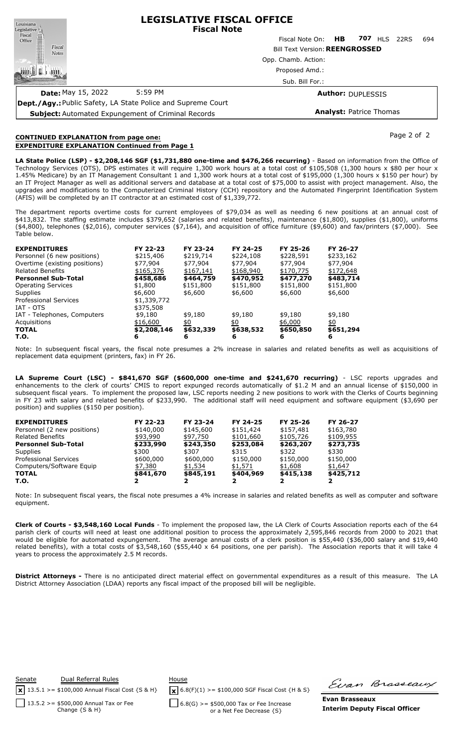# LEGISLATIVE FISCAL OFFICE
## Fiscal Note

Fiscal Note On: **HB 707** HLS 22RS 694

Bill Text Version: **REENGROSSED**

Opp. Chamb. Action:

Proposed Amd.:

Sub. Bill For.:

**Date:** May 15, 2022 5:59 PM

**Author:** DUPLESSIS

**Dept./Agy.:** Public Safety, LA State Police and Supreme Court

**Subject:** Automated Expungement of Criminal Records

**Analyst:** Patrice Thomas

**CONTINUED EXPLANATION from page one:**
**EXPENDITURE EXPLANATION Continued from Page 1**

**LA State Police (LSP) - $2,208,146 SGF ($1,731,880 one-time and $476,266 recurring)** - Based on information from the Office of Technology Services (OTS), DPS estimates it will require 1,300 work hours at a total cost of $105,508 (1,300 hours x $80 per hour x 1.45% Medicare) by an IT Management Consultant 1 and 1,300 work hours at a total cost of $195,000 (1,300 hours x $150 per hour) by an IT Project Manager as well as additional servers and database at a total cost of $75,000 to assist with project management. Also, the upgrades and modifications to the Computerized Criminal History (CCH) repository and the Automated Fingerprint Identification System (AFIS) will be completed by an IT contractor at an estimated cost of $1,339,772.

The department reports overtime costs for current employees of $79,034 as well as needing 6 new positions at an annual cost of $413,832. The staffing estimate includes $379,652 (salaries and related benefits), maintenance ($1,800), supplies ($1,800), uniforms ($4,800), telephones ($2,016), computer services ($7,164), and acquisition of office furniture ($9,600) and fax/printers ($7,000). See Table below.

| **EXPENDITURES** | **FY 22-23** | **FY 23-24** | **FY 24-25** | **FY 25-26** | **FY 26-27** |
|---|---|---|---|---|---|
| Personnel (6 new positions) | $215,406 | $219,714 | $224,108 | $228,591 | $233,162 |
| Overtime (existing positions) | $77,904 | $77,904 | $77,904 | $77,904 | $77,904 |
| Related Benefits | $165,376 | $167,141 | $168,940 | $170,775 | $172,648 |
| **Personnel Sub-Total** | **$458,686** | **$464,759** | **$470,952** | **$477,270** | **$483,714** |
| Operating Services | $1,800 | $151,800 | $151,800 | $151,800 | $151,800 |
| Supplies | $6,600 | $6,600 | $6,600 | $6,600 | $6,600 |
| Professional Services | $1,339,772 | | | | |
| IAT - OTS | $375,508 | | | | |
| IAT - Telephones, Computers | $9,180 | $9,180 | $9,180 | $9,180 | $9,180 |
| Acquisitions | $16,600 | $0 | $0 | $6,000 | $0 |
| **TOTAL** | **$2,208,146** | **$632,339** | **$638,532** | **$650,850** | **$651,294** |
| **T.O.** | **6** | **6** | **6** | **6** | **6** |

Note: In subsequent fiscal years, the fiscal note presumes a 2% increase in salaries and related benefits as well as acquisitions of replacement data equipment (printers, fax) in FY 26.

**LA Supreme Court (LSC) - $841,670 SGF ($600,000 one-time and $241,670 recurring)** - LSC reports upgrades and enhancements to the clerk of courts' CMIS to report expunged records automatically of $1.2 M and an annual license of $150,000 in subsequent fiscal years. To implement the proposed law, LSC reports needing 2 new positions to work with the Clerks of Courts beginning in FY 23 with salary and related benefits of $233,990. The additional staff will need equipment and software equipment ($3,690 per position) and supplies ($150 per position).

| **EXPENDITURES** | **FY 22-23** | **FY 23-24** | **FY 24-25** | **FY 25-26** | **FY 26-27** |
|---|---|---|---|---|---|
| Personnel (2 new positions) | $140,000 | $145,600 | $151,424 | $157,481 | $163,780 |
| Related Benefits | $93,990 | $97,750 | $101,660 | $105,726 | $109,955 |
| **Personnel Sub-Total** | **$233,990** | **$243,350** | **$253,084** | **$263,207** | **$273,735** |
| Supplies | $300 | $307 | $315 | $322 | $330 |
| Professional Services | $600,000 | $600,000 | $150,000 | $150,000 | $150,000 |
| Computers/Software Equip | $7,380 | $1,534 | $1,571 | $1,608 | $1,647 |
| **TOTAL** | **$841,670** | **$845,191** | **$404,969** | **$415,138** | **$425,712** |
| **T.O.** | **2** | **2** | **2** | **2** | **2** |

Note: In subsequent fiscal years, the fiscal note presumes a 4% increase in salaries and related benefits as well as computer and software equipment.

**Clerk of Courts - $3,548,160 Local Funds** - To implement the proposed law, the LA Clerk of Courts Association reports each of the 64 parish clerk of courts will need at least one additional position to process the approximately 2,595,846 records from 2000 to 2021 that would be eligible for automated expungement. The average annual costs of a clerk position is $55,440 ($36,000 salary and $19,440 related benefits), with a total costs of $3,548,160 ($55,440 x 64 positions, one per parish). The Association reports that it will take 4 years to process the approximately 2.5 M records.

**District Attorneys -** There is no anticipated direct material effect on governmental expenditures as a result of this measure. The LA District Attorney Association (LDAA) reports any fiscal impact of the proposed bill will be negligible.

| Senate | Dual Referral Rules | House |
|---|---|---|
| [x] 13.5.1 >= $100,000 Annual Fiscal Cost {S & H} | | [x] 6.8(F)(1) >= $100,000 SGF Fiscal Cost {H & S} |
| [ ] 13.5.2 >= $500,000 Annual Tax or Fee Change {S & H} | | [ ] 6.8(G) >= $500,000 Tax or Fee Increase or a Net Fee Decrease {S} |

**Evan Brasseaux**
**Interim Deputy Fiscal Officer**